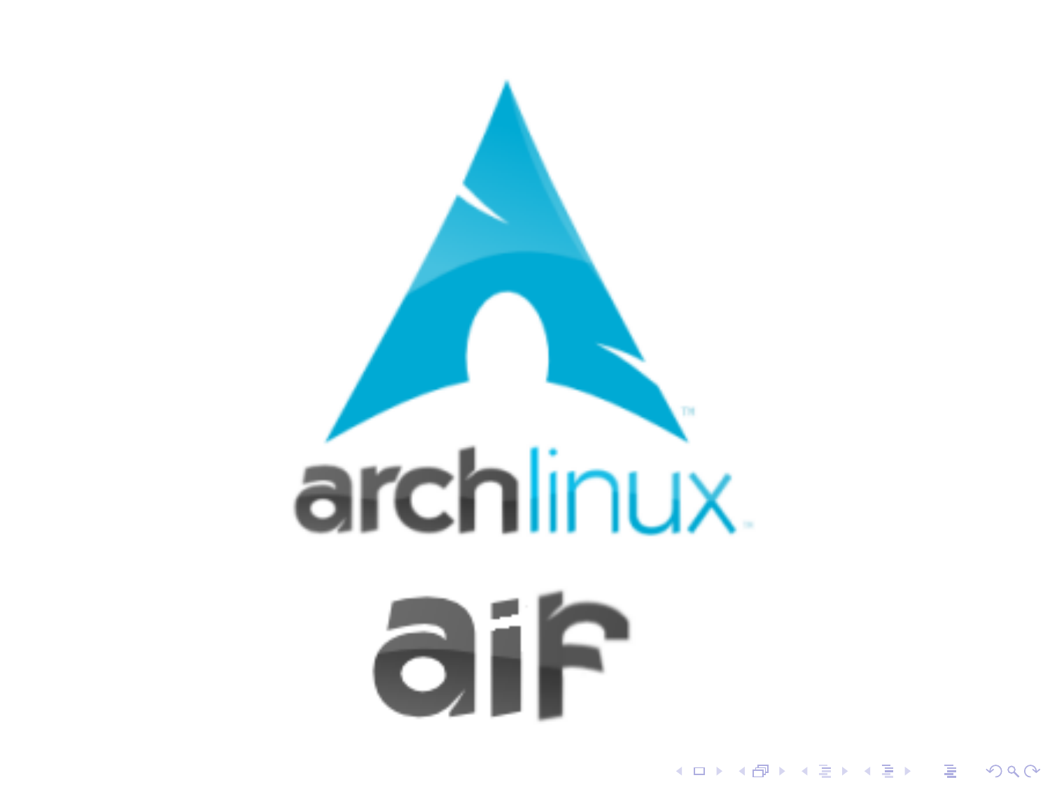archlinux

aif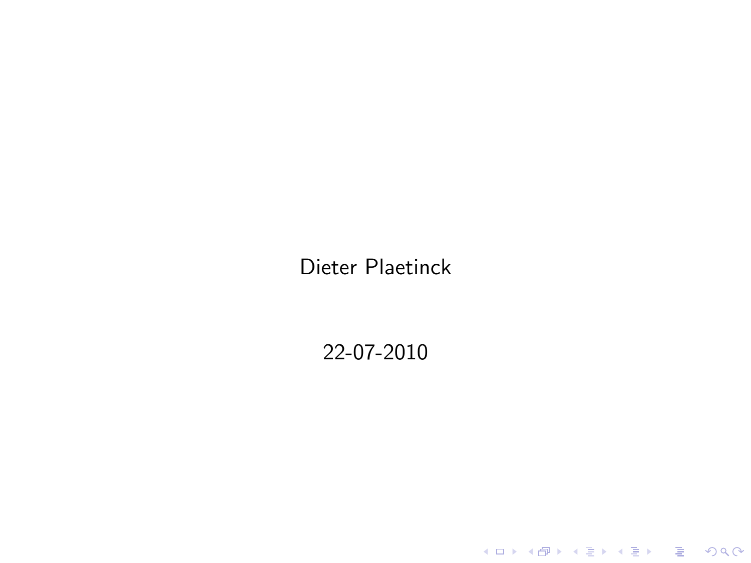Dieter Plaetinck

22-07-2010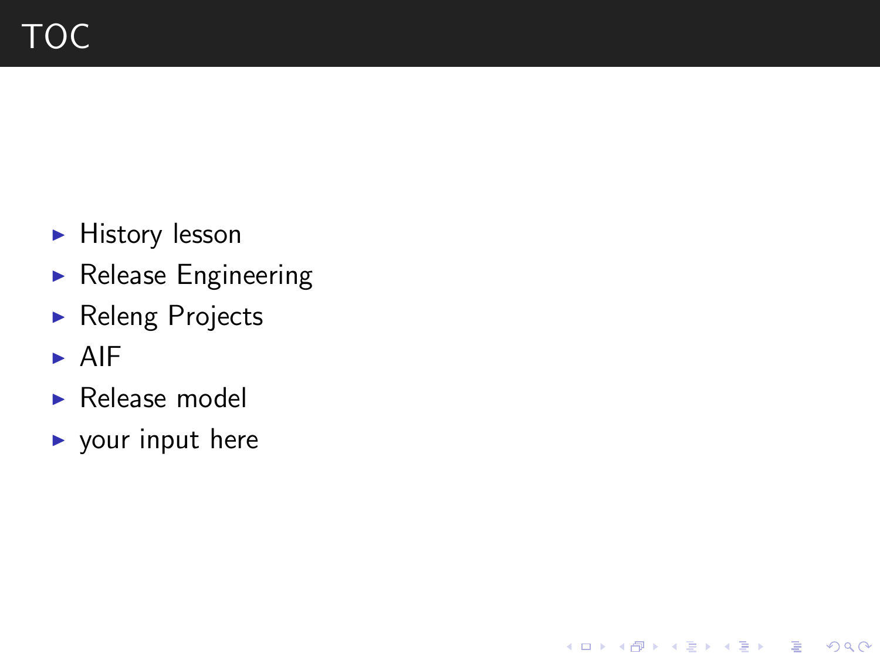# TOC

- History lesson
- Release Engineering
- Releng Projects
- AIF
- Release model
- your input here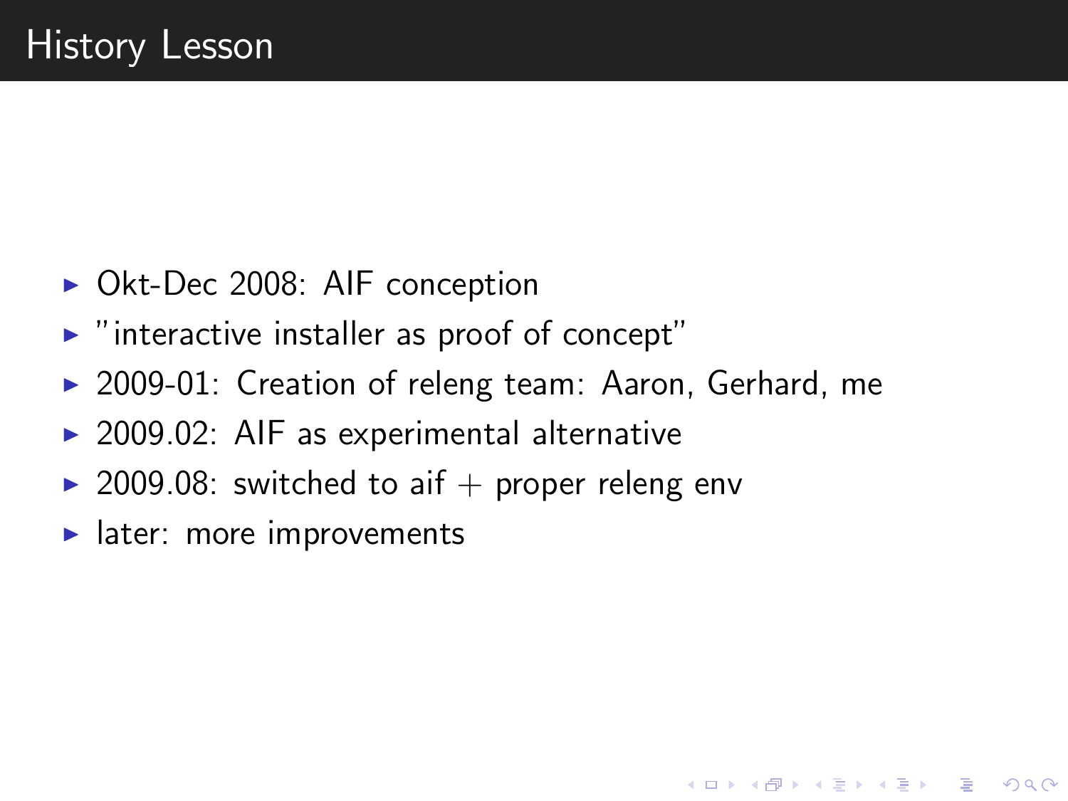# History Lesson

- Okt-Dec 2008: AIF conception
- "interactive installer as proof of concept"
- 2009-01: Creation of releng team: Aaron, Gerhard, me
- 2009.02: AIF as experimental alternative
- 2009.08: switched to aif + proper releng env
- later: more improvements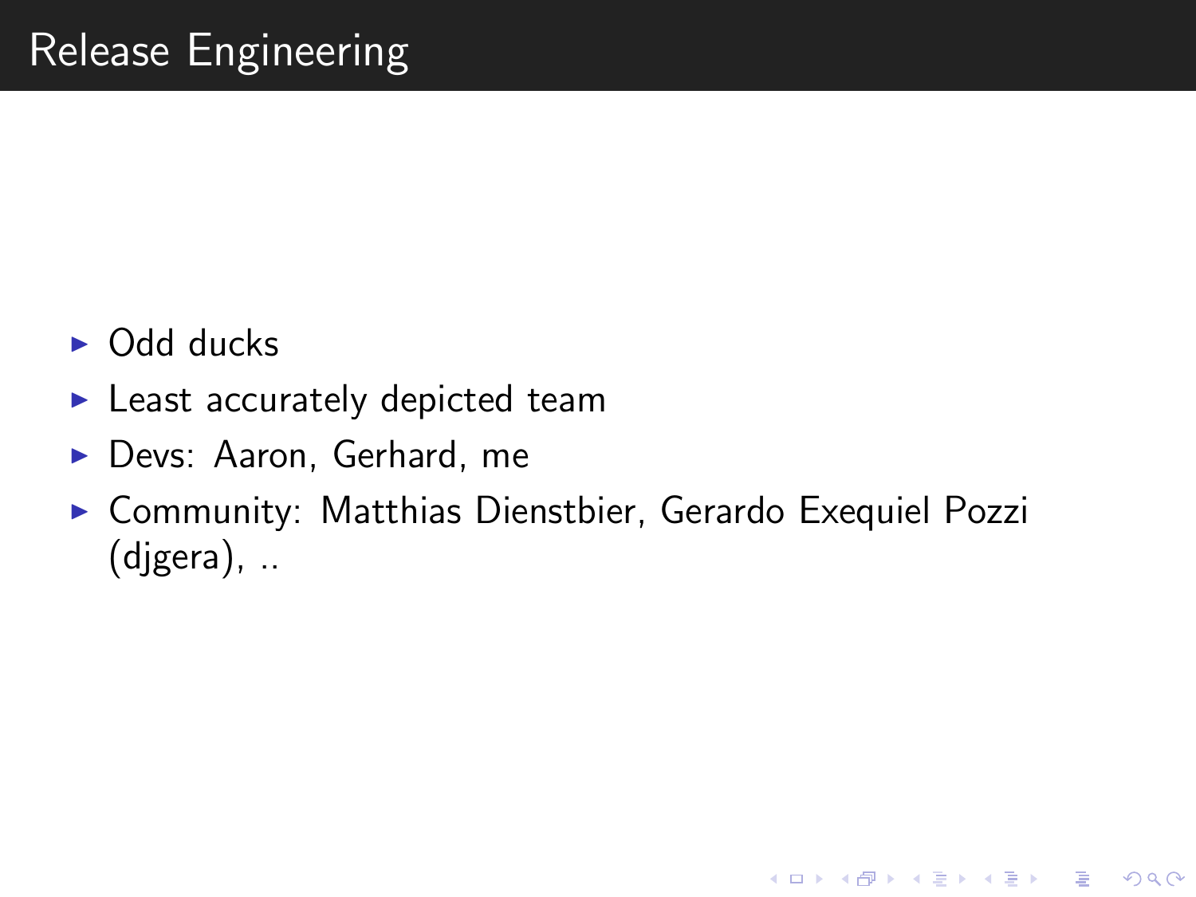# Release Engineering

- Odd ducks
- Least accurately depicted team
- Devs: Aaron, Gerhard, me
- Community: Matthias Dienstbier, Gerardo Exequiel Pozzi (djgera), ..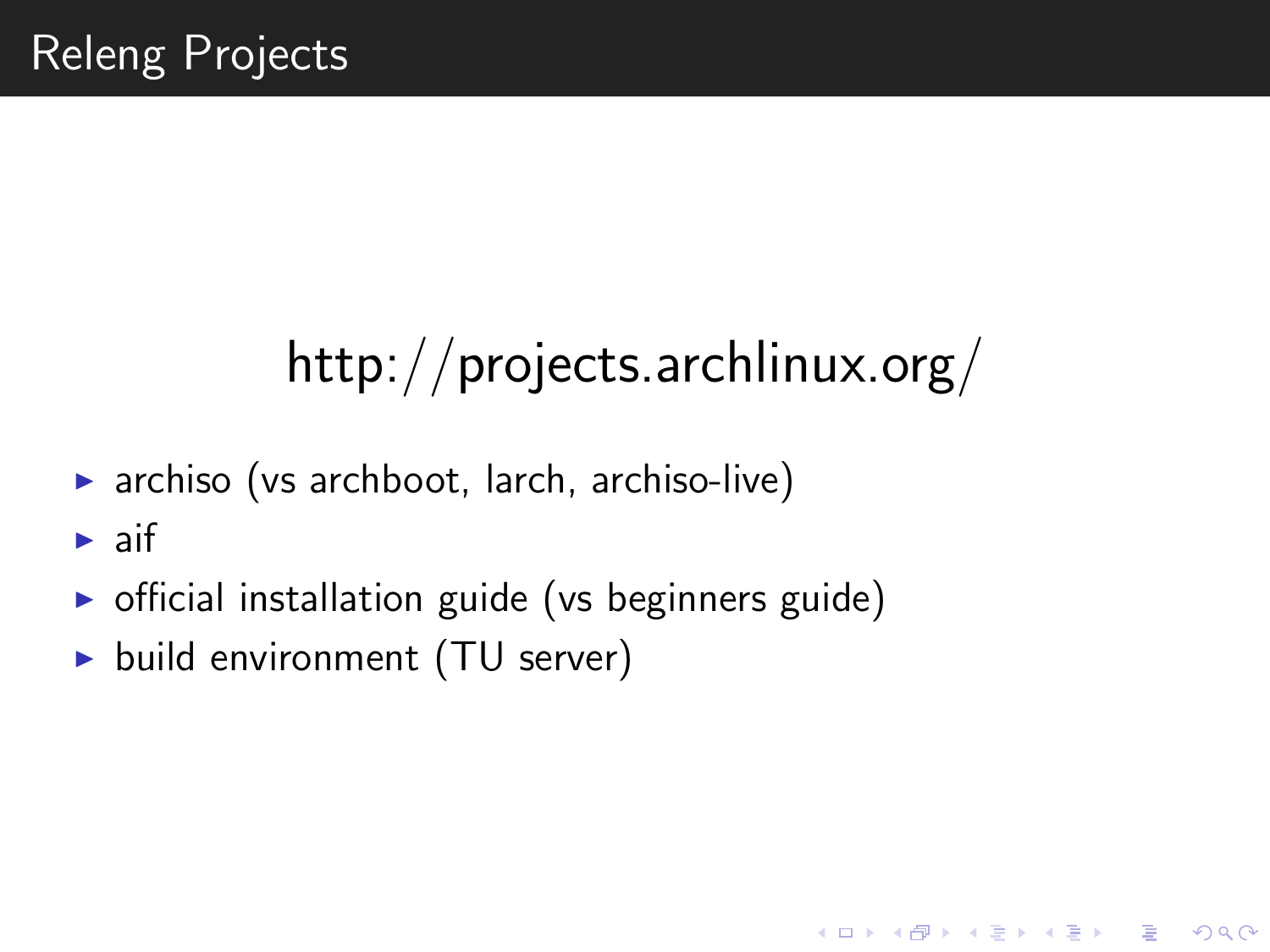# Releng Projects

http://projects.archlinux.org/

- archiso (vs archboot, larch, archiso-live)
- aif
- official installation guide (vs beginners guide)
- build environment (TU server)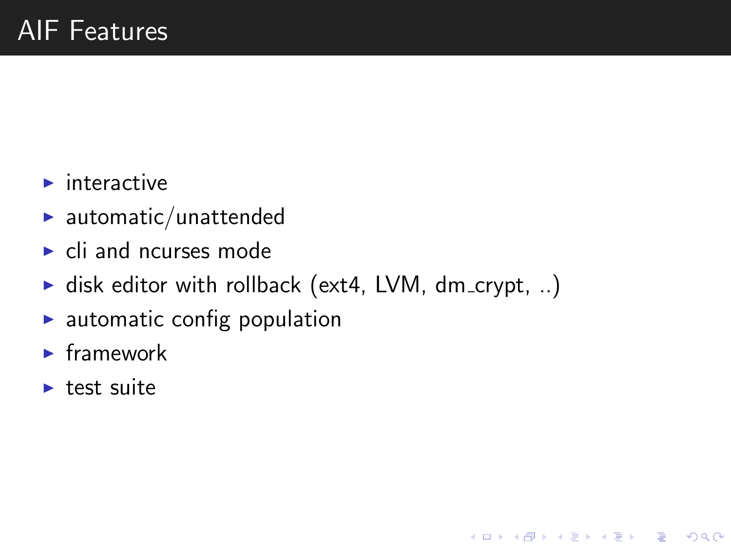# AIF Features

- interactive
- automatic/unattended
- cli and ncurses mode
- disk editor with rollback (ext4, LVM, dm_crypt, ..)
- automatic config population
- framework
- test suite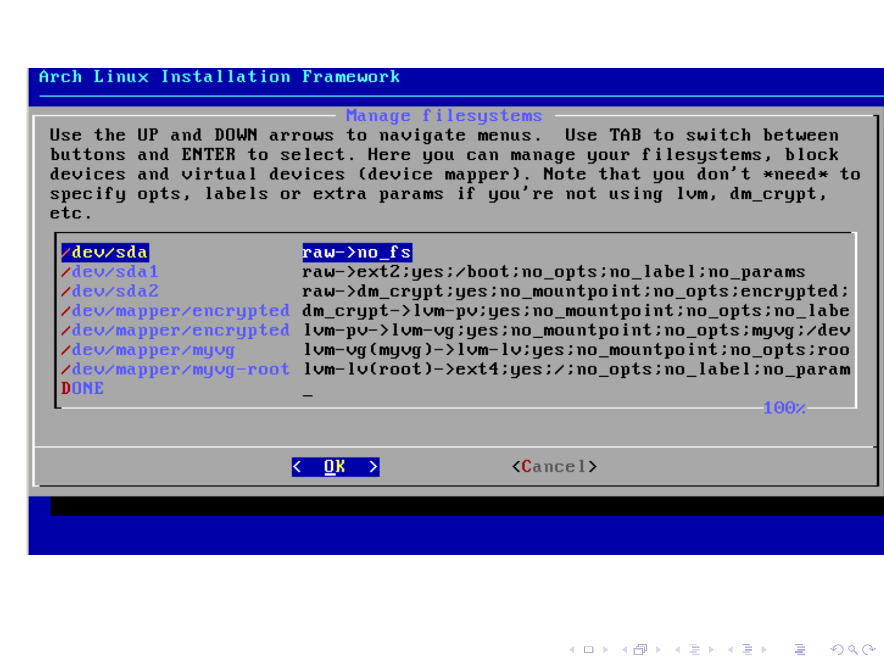Arch Linux Installation Framework

Manage filesystems

Use the UP and DOWN arrows to navigate menus. Use TAB to switch between buttons and ENTER to select. Here you can manage your filesystems, block devices and virtual devices (device mapper). Note that you don't *need* to specify opts, labels or extra params if you're not using lvm, dm_crypt, etc.

```
/dev/sda                    raw->no_fs
/dev/sda1                   raw->ext2;yes;/boot;no_opts;no_label;no_params
/dev/sda2                   raw->dm_crypt;yes;no_mountpoint;no_opts;encrypted;
/dev/mapper/encrypted       dm_crypt->lvm-pv;yes;no_mountpoint;no_opts;no_labe
/dev/mapper/encrypted       lvm-pv->lvm-vg;yes;no_mountpoint;no_opts;myvg;/dev
/dev/mapper/myvg            lvm-vg(myvg)->lvm-lv;yes;no_mountpoint;no_opts;roo
/dev/mapper/myvg-root       lvm-lv(root)->ext4;yes;/;no_opts;no_label;no_param
DONE                        _
```

100%

< OK >    <Cancel>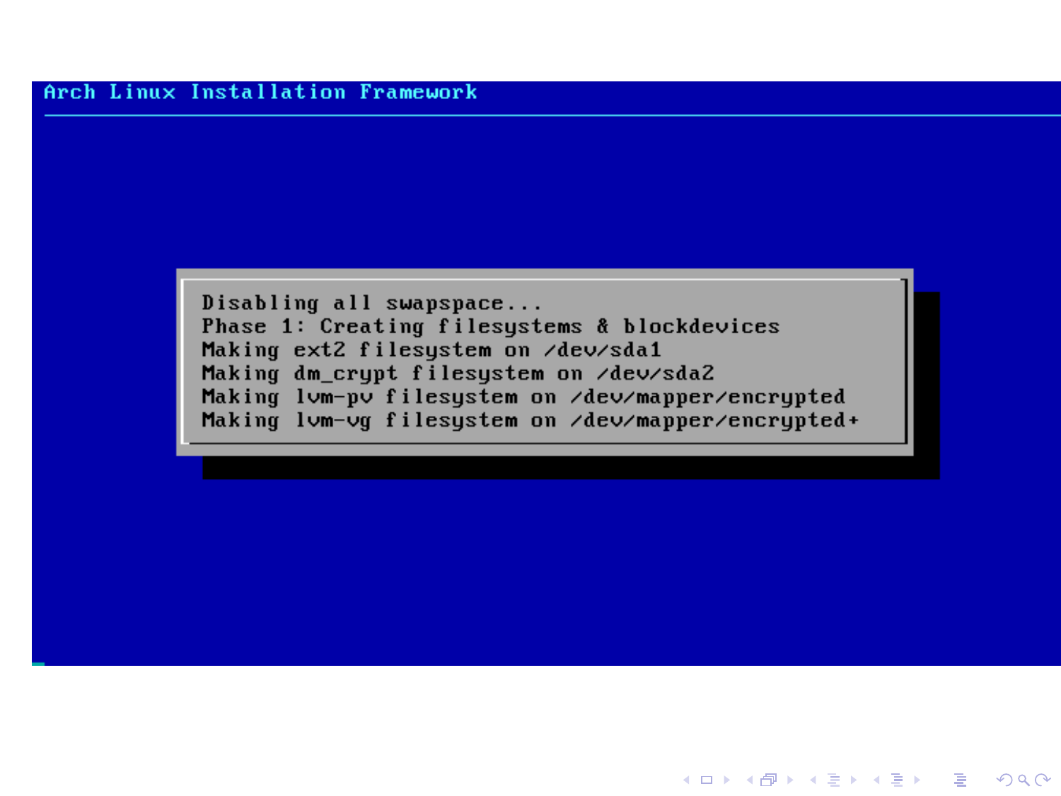Arch Linux Installation Framework

```
Disabling all swapspace...
Phase 1: Creating filesystems & blockdevices
Making ext2 filesystem on /dev/sda1
Making dm_crypt filesystem on /dev/sda2
Making lvm-pv filesystem on /dev/mapper/encrypted
Making lvm-vg filesystem on /dev/mapper/encrypted+
```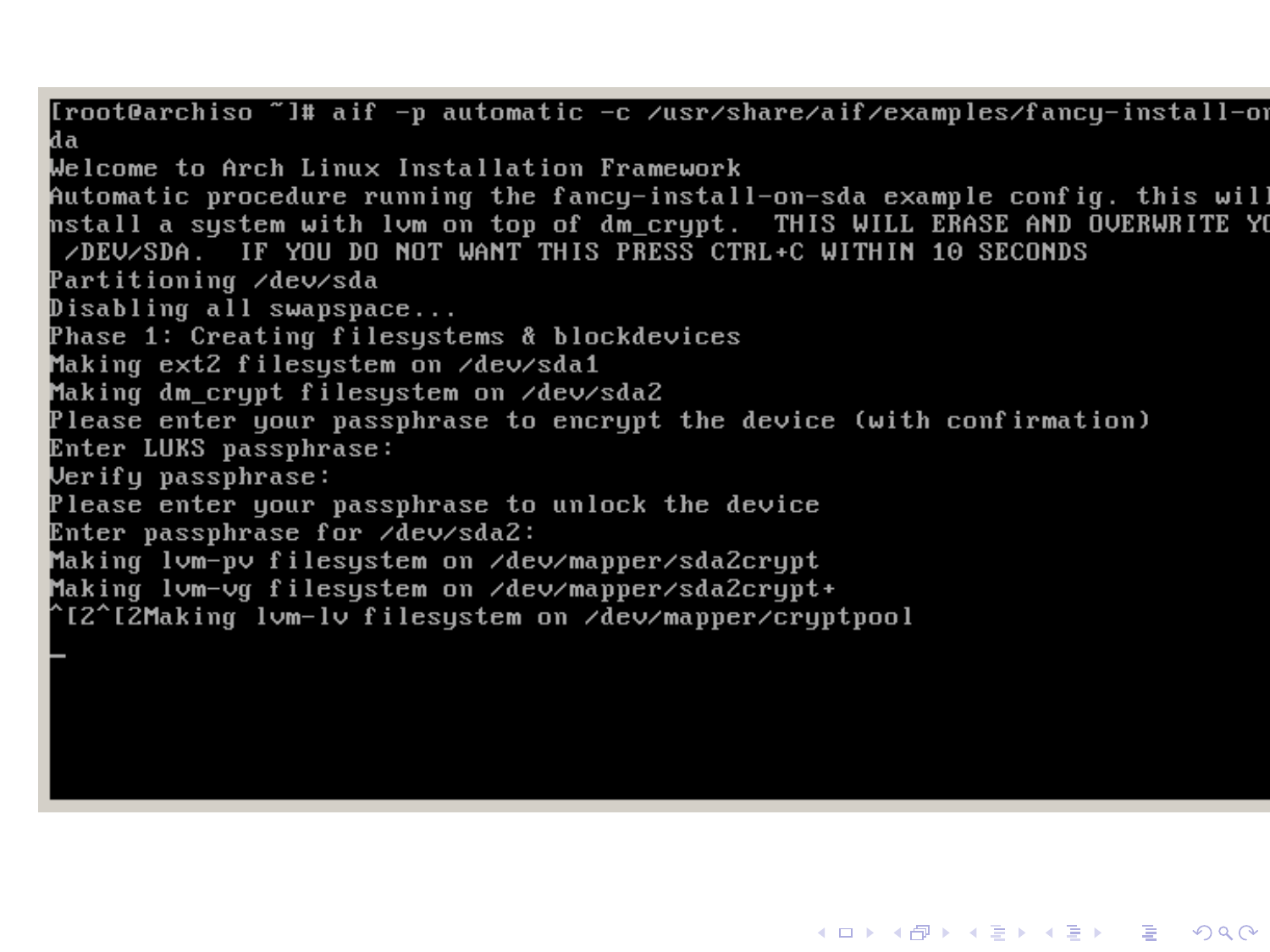```
[root@archiso ~]# aif -p automatic -c /usr/share/aif/examples/fancy-install-on
da
Welcome to Arch Linux Installation Framework
Automatic procedure running the fancy-install-on-sda example config. this will
nstall a system with lvm on top of dm_crypt.  THIS WILL ERASE AND OVERWRITE YO
 /DEV/SDA.  IF YOU DO NOT WANT THIS PRESS CTRL+C WITHIN 10 SECONDS
Partitioning /dev/sda
Disabling all swapspace...
Phase 1: Creating filesystems & blockdevices
Making ext2 filesystem on /dev/sda1
Making dm_crypt filesystem on /dev/sda2
Please enter your passphrase to encrypt the device (with confirmation)
Enter LUKS passphrase:
Verify passphrase:
Please enter your passphrase to unlock the device
Enter passphrase for /dev/sda2:
Making lvm-pv filesystem on /dev/mapper/sda2crypt
Making lvm-vg filesystem on /dev/mapper/sda2crypt+
^[2^[2Making lvm-lv filesystem on /dev/mapper/cryptpool

_
```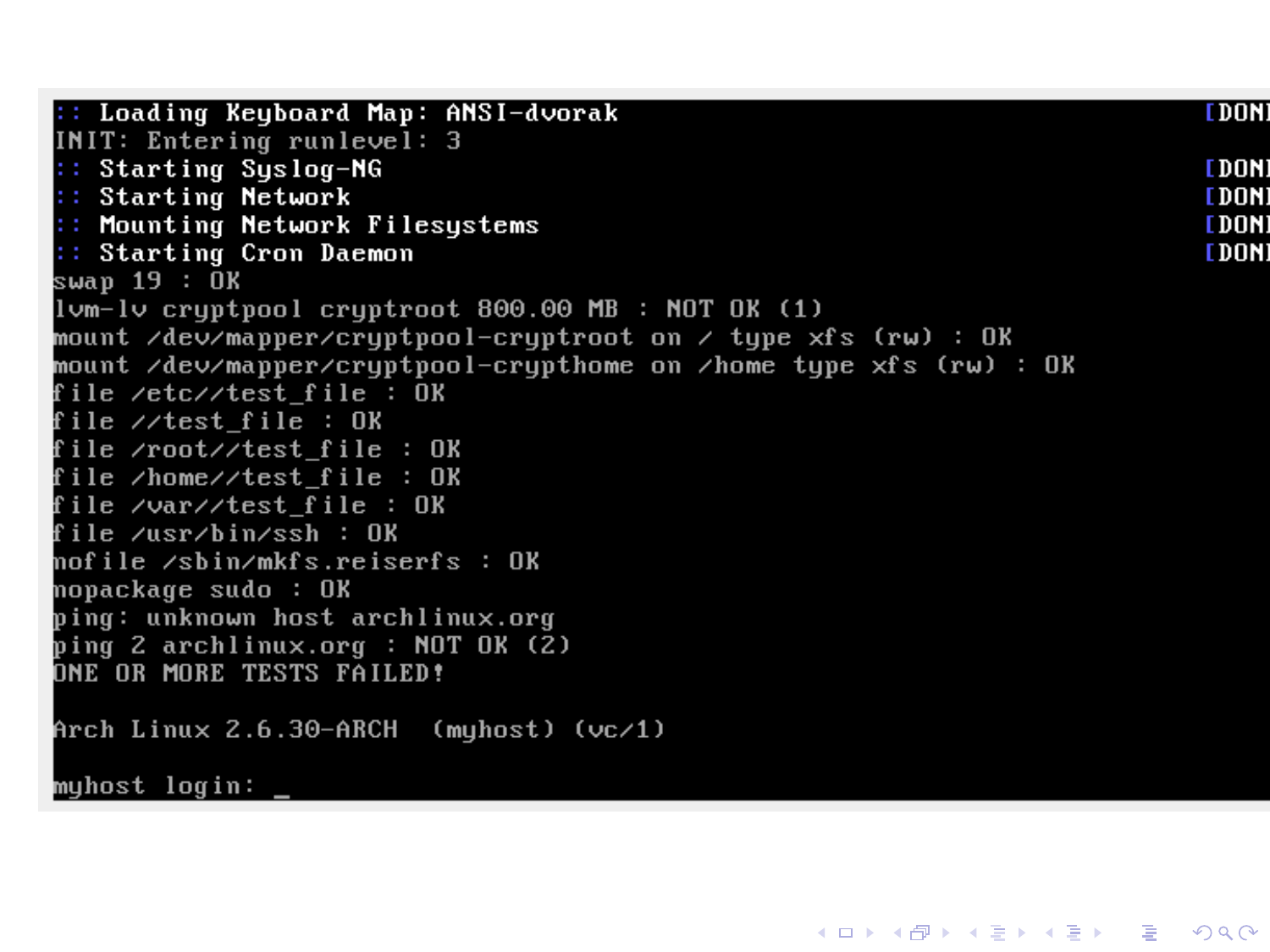```
:: Loading Keyboard Map: ANSI-dvorak                                    [DON
INIT: Entering runlevel: 3
:: Starting Syslog-NG                                                   [DON
:: Starting Network                                                     [DON
:: Mounting Network Filesystems                                         [DON
:: Starting Cron Daemon                                                 [DON
swap 19 : OK
lvm-lv cryptpool cryptroot 800.00 MB : NOT OK (1)
mount /dev/mapper/cryptpool-cryptroot on / type xfs (rw) : OK
mount /dev/mapper/cryptpool-crypthome on /home type xfs (rw) : OK
file /etc//test_file : OK
file //test_file : OK
file /root//test_file : OK
file /home//test_file : OK
file /var//test_file : OK
file /usr/bin/ssh : OK
nofile /sbin/mkfs.reiserfs : OK
nopackage sudo : OK
ping: unknown host archlinux.org
ping 2 archlinux.org : NOT OK (2)
ONE OR MORE TESTS FAILED!

Arch Linux 2.6.30-ARCH  (myhost) (vc/1)

myhost login: _
```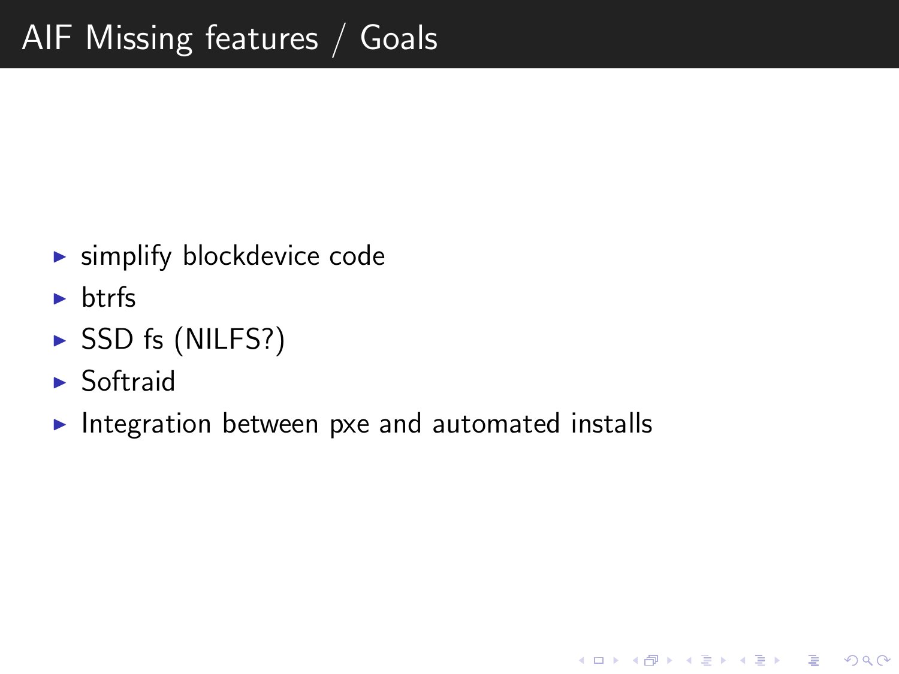# AIF Missing features / Goals

- simplify blockdevice code
- btrfs
- SSD fs (NILFS?)
- Softraid
- Integration between pxe and automated installs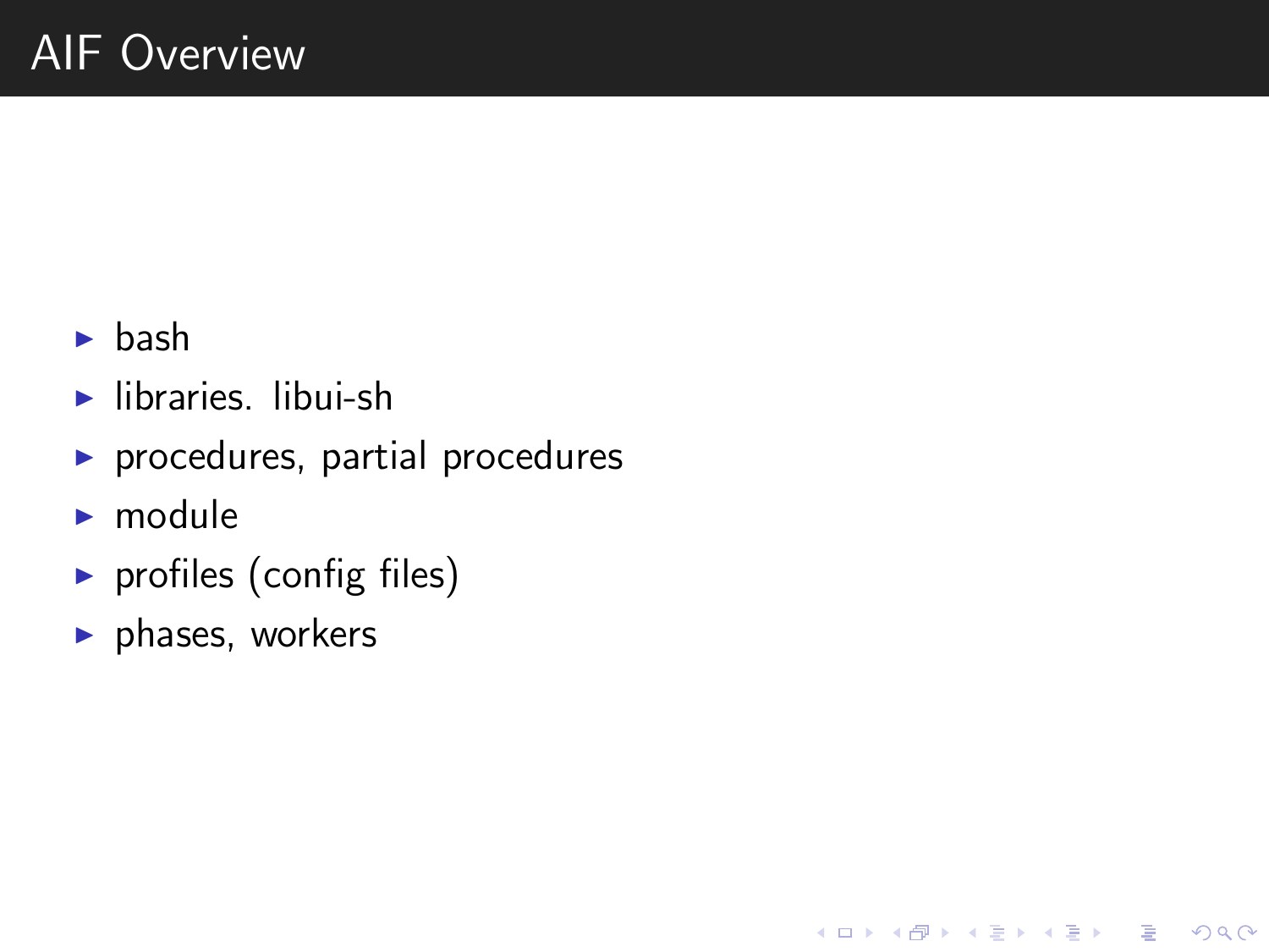# AIF Overview

- bash
- libraries. libui-sh
- procedures, partial procedures
- module
- profiles (config files)
- phases, workers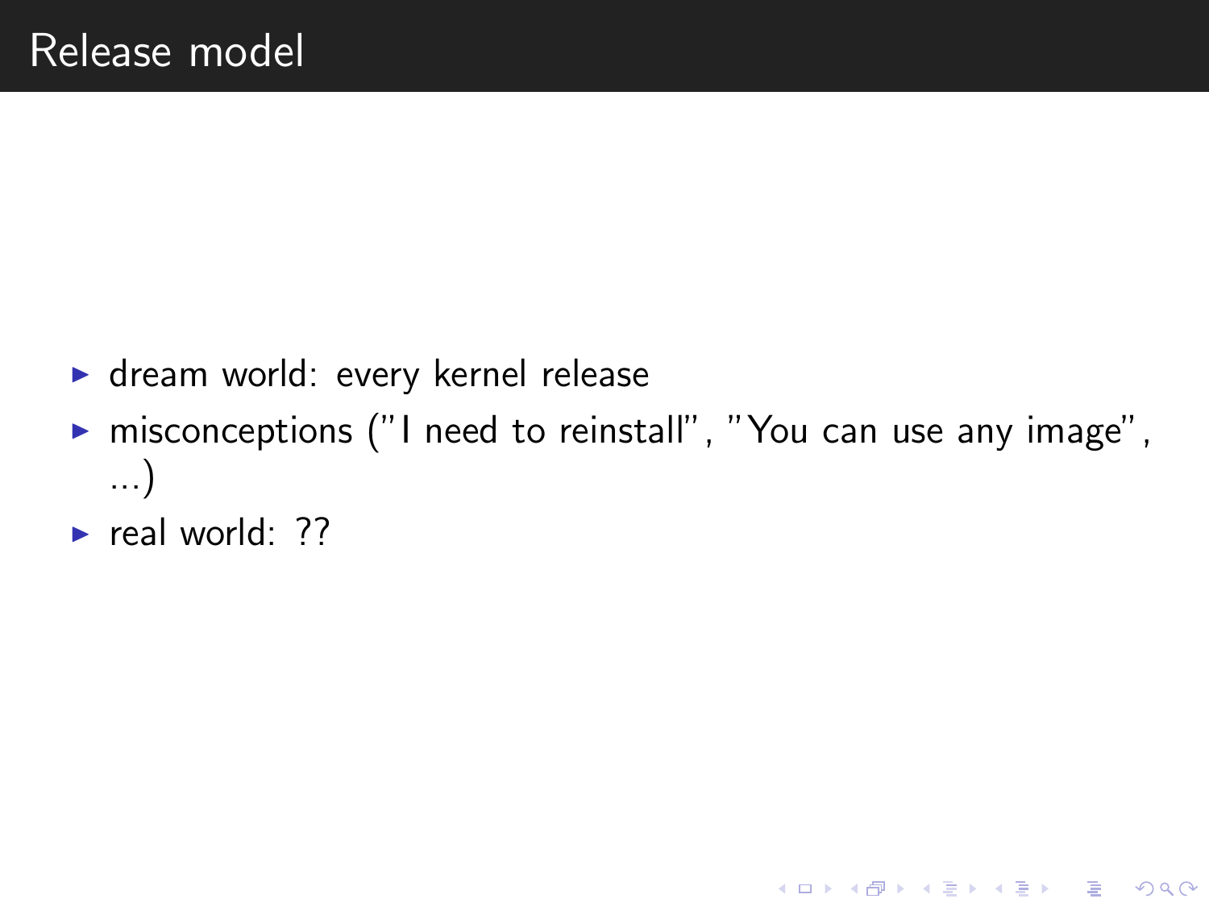# Release model

- dream world: every kernel release
- misconceptions ("I need to reinstall", "You can use any image", ...)
- real world: ??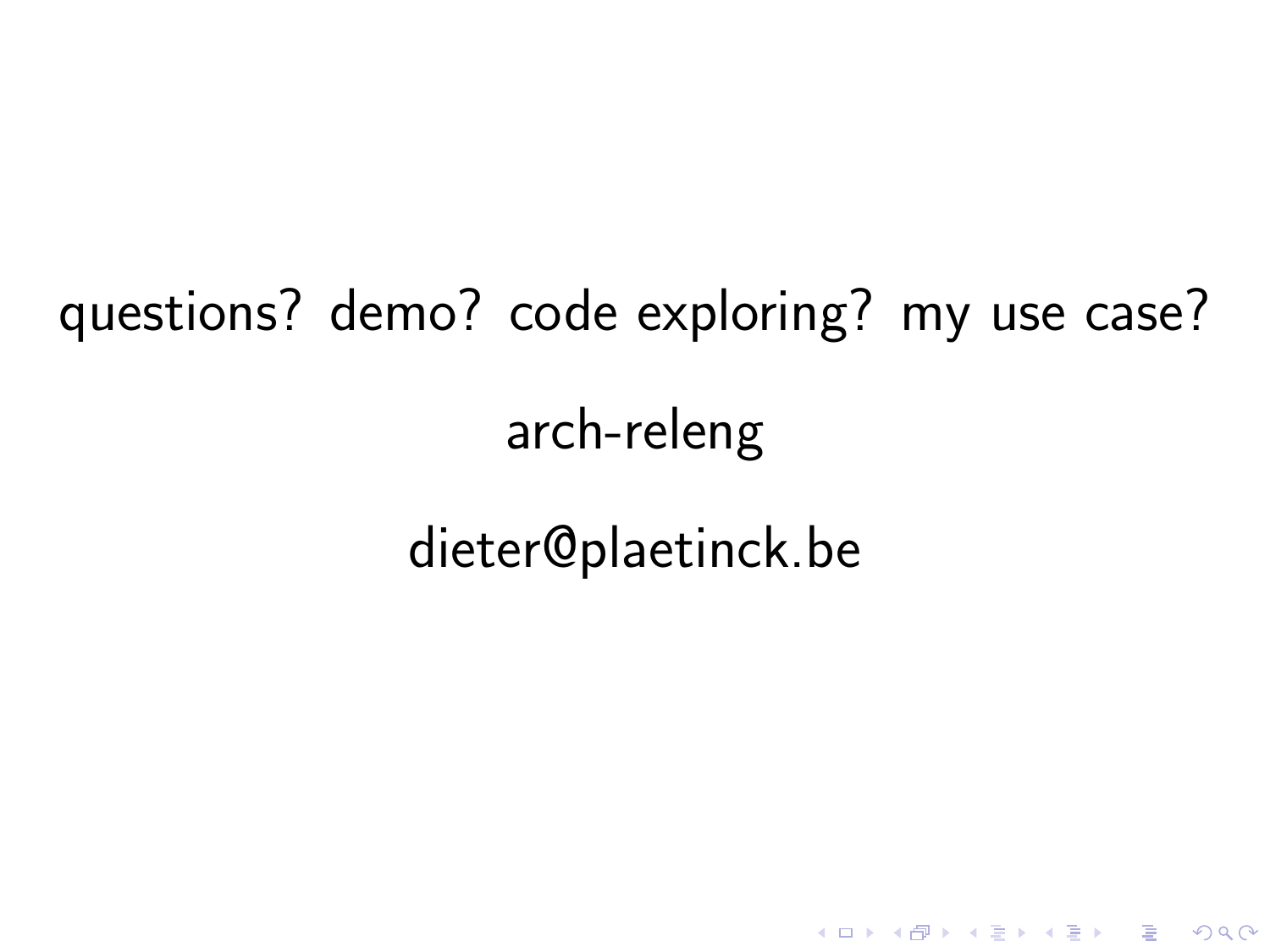questions? demo? code exploring? my use case?

arch-releng

dieter@plaetinck.be